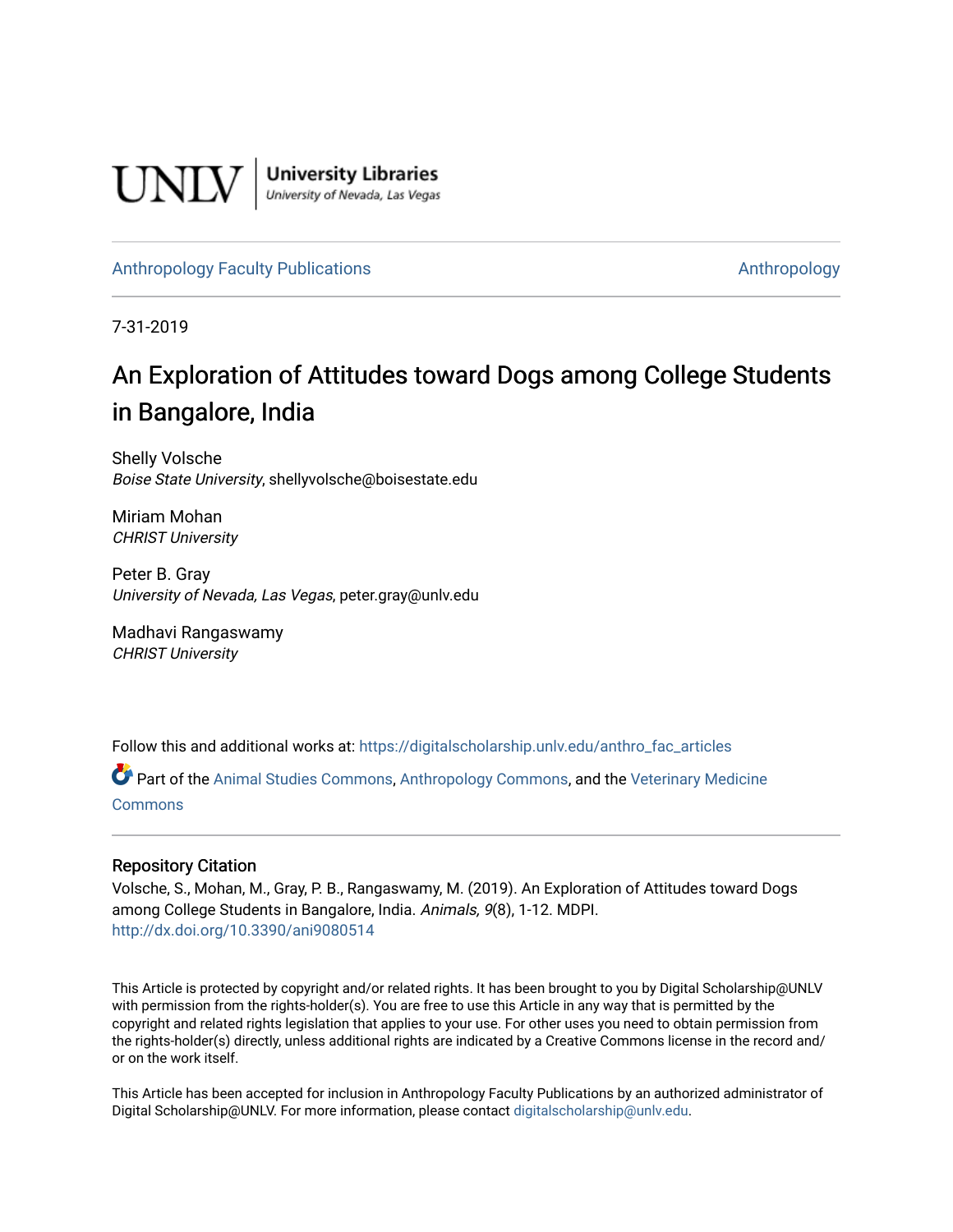UNLV | University Libraries
University of Nevada, Las Vegas

Anthropology Faculty Publications | Anthropology

7-31-2019

# An Exploration of Attitudes toward Dogs among College Students in Bangalore, India

Shelly Volsche
*Boise State University*, shellyvolsche@boisestate.edu

Miriam Mohan
*CHRIST University*

Peter B. Gray
*University of Nevada, Las Vegas*, peter.gray@unlv.edu

Madhavi Rangaswamy
*CHRIST University*

Follow this and additional works at: https://digitalscholarship.unlv.edu/anthro_fac_articles

Part of the Animal Studies Commons, Anthropology Commons, and the Veterinary Medicine Commons

## Repository Citation

Volsche, S., Mohan, M., Gray, P. B., Rangaswamy, M. (2019). An Exploration of Attitudes toward Dogs among College Students in Bangalore, India. *Animals, 9*(8), 1-12. MDPI.
http://dx.doi.org/10.3390/ani9080514

This Article is protected by copyright and/or related rights. It has been brought to you by Digital Scholarship@UNLV with permission from the rights-holder(s). You are free to use this Article in any way that is permitted by the copyright and related rights legislation that applies to your use. For other uses you need to obtain permission from the rights-holder(s) directly, unless additional rights are indicated by a Creative Commons license in the record and/or on the work itself.

This Article has been accepted for inclusion in Anthropology Faculty Publications by an authorized administrator of Digital Scholarship@UNLV. For more information, please contact digitalscholarship@unlv.edu.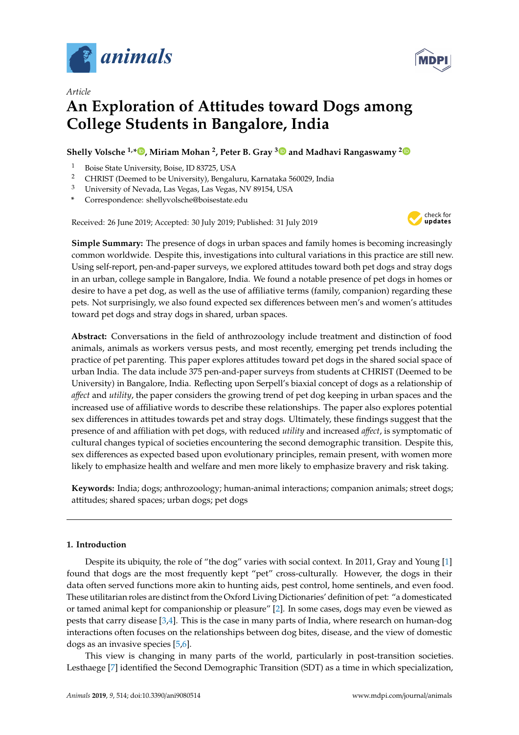# An Exploration of Attitudes toward Dogs among College Students in Bangalore, India

**Shelly Volsche [1,*], Miriam Mohan [2], Peter B. Gray [3] and Madhavi Rangaswamy [2]**

1. Boise State University, Boise, ID 83725, USA
2. CHRIST (Deemed to be University), Bengaluru, Karnataka 560029, India
3. University of Nevada, Las Vegas, Las Vegas, NV 89154, USA

\* Correspondence: shellyvolsche@boisestate.edu

Received: 26 June 2019; Accepted: 30 July 2019; Published: 31 July 2019

**Simple Summary:** The presence of dogs in urban spaces and family homes is becoming increasingly common worldwide. Despite this, investigations into cultural variations in this practice are still new. Using self-report, pen-and-paper surveys, we explored attitudes toward both pet dogs and stray dogs in an urban, college sample in Bangalore, India. We found a notable presence of pet dogs in homes or desire to have a pet dog, as well as the use of affiliative terms (family, companion) regarding these pets. Not surprisingly, we also found expected sex differences between men's and women's attitudes toward pet dogs and stray dogs in shared, urban spaces.

**Abstract:** Conversations in the field of anthrozoology include treatment and distinction of food animals, animals as workers versus pests, and most recently, emerging pet trends including the practice of pet parenting. This paper explores attitudes toward pet dogs in the shared social space of urban India. The data include 375 pen-and-paper surveys from students at CHRIST (Deemed to be University) in Bangalore, India. Reflecting upon Serpell's biaxial concept of dogs as a relationship of *affect* and *utility*, the paper considers the growing trend of pet dog keeping in urban spaces and the increased use of affiliative words to describe these relationships. The paper also explores potential sex differences in attitudes towards pet and stray dogs. Ultimately, these findings suggest that the presence of and affiliation with pet dogs, with reduced *utility* and increased *affect*, is symptomatic of cultural changes typical of societies encountering the second demographic transition. Despite this, sex differences as expected based upon evolutionary principles, remain present, with women more likely to emphasize health and welfare and men more likely to emphasize bravery and risk taking.

**Keywords:** India; dogs; anthrozoology; human-animal interactions; companion animals; street dogs; attitudes; shared spaces; urban dogs; pet dogs

## 1. Introduction

Despite its ubiquity, the role of "the dog" varies with social context. In 2011, Gray and Young [1] found that dogs are the most frequently kept "pet" cross-culturally. However, the dogs in their data often served functions more akin to hunting aids, pest control, home sentinels, and even food. These utilitarian roles are distinct from the Oxford Living Dictionaries' definition of pet: "a domesticated or tamed animal kept for companionship or pleasure" [2]. In some cases, dogs may even be viewed as pests that carry disease [3,4]. This is the case in many parts of India, where research on human-dog interactions often focuses on the relationships between dog bites, disease, and the view of domestic dogs as an invasive species [5,6].

This view is changing in many parts of the world, particularly in post-transition societies. Lesthaege [7] identified the Second Demographic Transition (SDT) as a time in which specialization,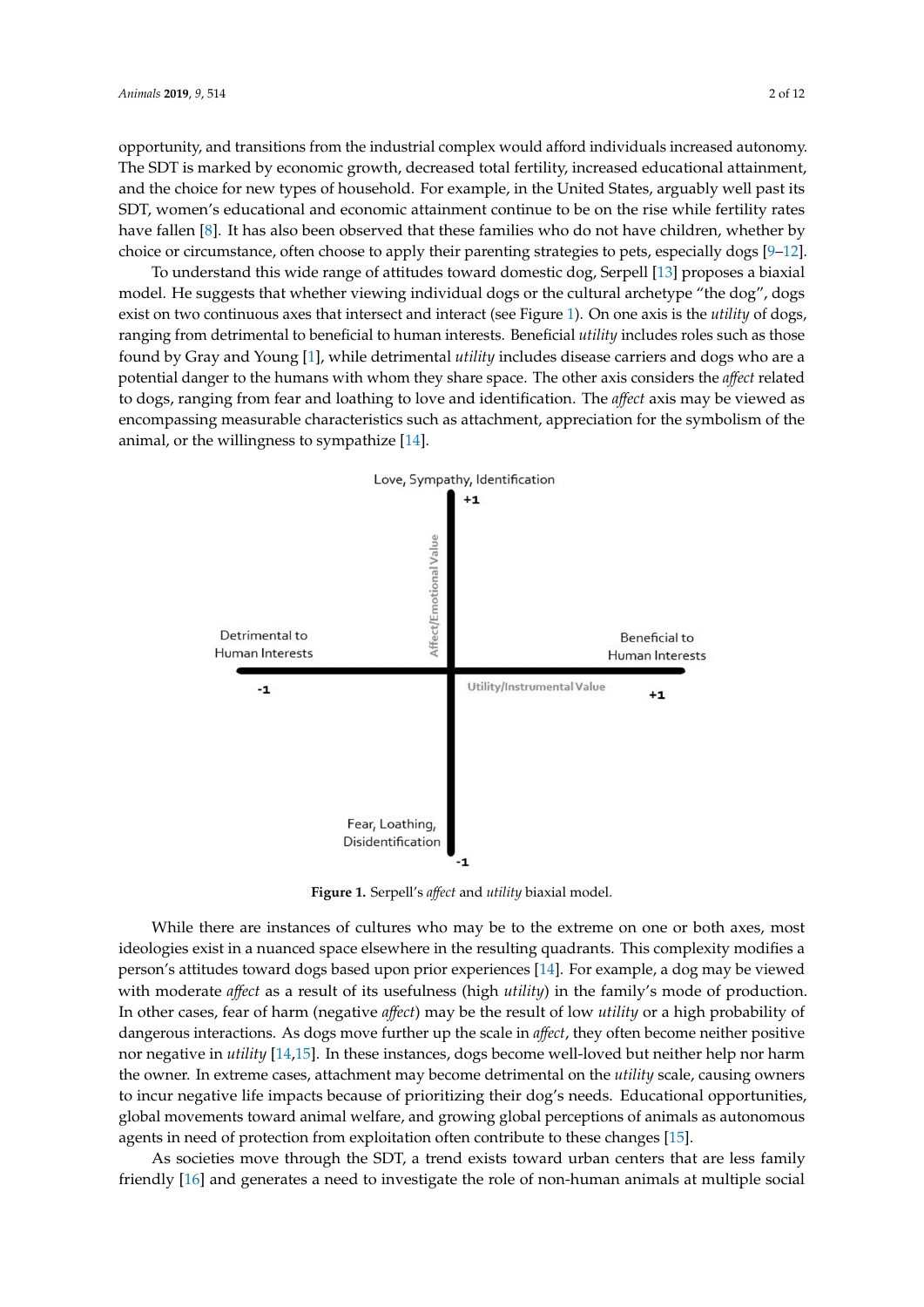opportunity, and transitions from the industrial complex would afford individuals increased autonomy. The SDT is marked by economic growth, decreased total fertility, increased educational attainment, and the choice for new types of household. For example, in the United States, arguably well past its SDT, women's educational and economic attainment continue to be on the rise while fertility rates have fallen [8]. It has also been observed that these families who do not have children, whether by choice or circumstance, often choose to apply their parenting strategies to pets, especially dogs [9–12].

To understand this wide range of attitudes toward domestic dog, Serpell [13] proposes a biaxial model. He suggests that whether viewing individual dogs or the cultural archetype "the dog", dogs exist on two continuous axes that intersect and interact (see Figure 1). On one axis is the *utility* of dogs, ranging from detrimental to beneficial to human interests. Beneficial *utility* includes roles such as those found by Gray and Young [1], while detrimental *utility* includes disease carriers and dogs who are a potential danger to the humans with whom they share space. The other axis considers the *affect* related to dogs, ranging from fear and loathing to love and identification. The *affect* axis may be viewed as encompassing measurable characteristics such as attachment, appreciation for the symbolism of the animal, or the willingness to sympathize [14].

Love, Sympathy, Identification

+1

Affect/Emotional Value

Detrimental to Human Interests

Beneficial to Human Interests

-1

Utility/Instrumental Value

+1

Fear, Loathing, Disidentification

-1

**Figure 1.** Serpell's *affect* and *utility* biaxial model.

While there are instances of cultures who may be to the extreme on one or both axes, most ideologies exist in a nuanced space elsewhere in the resulting quadrants. This complexity modifies a person's attitudes toward dogs based upon prior experiences [14]. For example, a dog may be viewed with moderate *affect* as a result of its usefulness (high *utility*) in the family's mode of production. In other cases, fear of harm (negative *affect*) may be the result of low *utility* or a high probability of dangerous interactions. As dogs move further up the scale in *affect*, they often become neither positive nor negative in *utility* [14,15]. In these instances, dogs become well-loved but neither help nor harm the owner. In extreme cases, attachment may become detrimental on the *utility* scale, causing owners to incur negative life impacts because of prioritizing their dog's needs. Educational opportunities, global movements toward animal welfare, and growing global perceptions of animals as autonomous agents in need of protection from exploitation often contribute to these changes [15].

As societies move through the SDT, a trend exists toward urban centers that are less family friendly [16] and generates a need to investigate the role of non-human animals at multiple social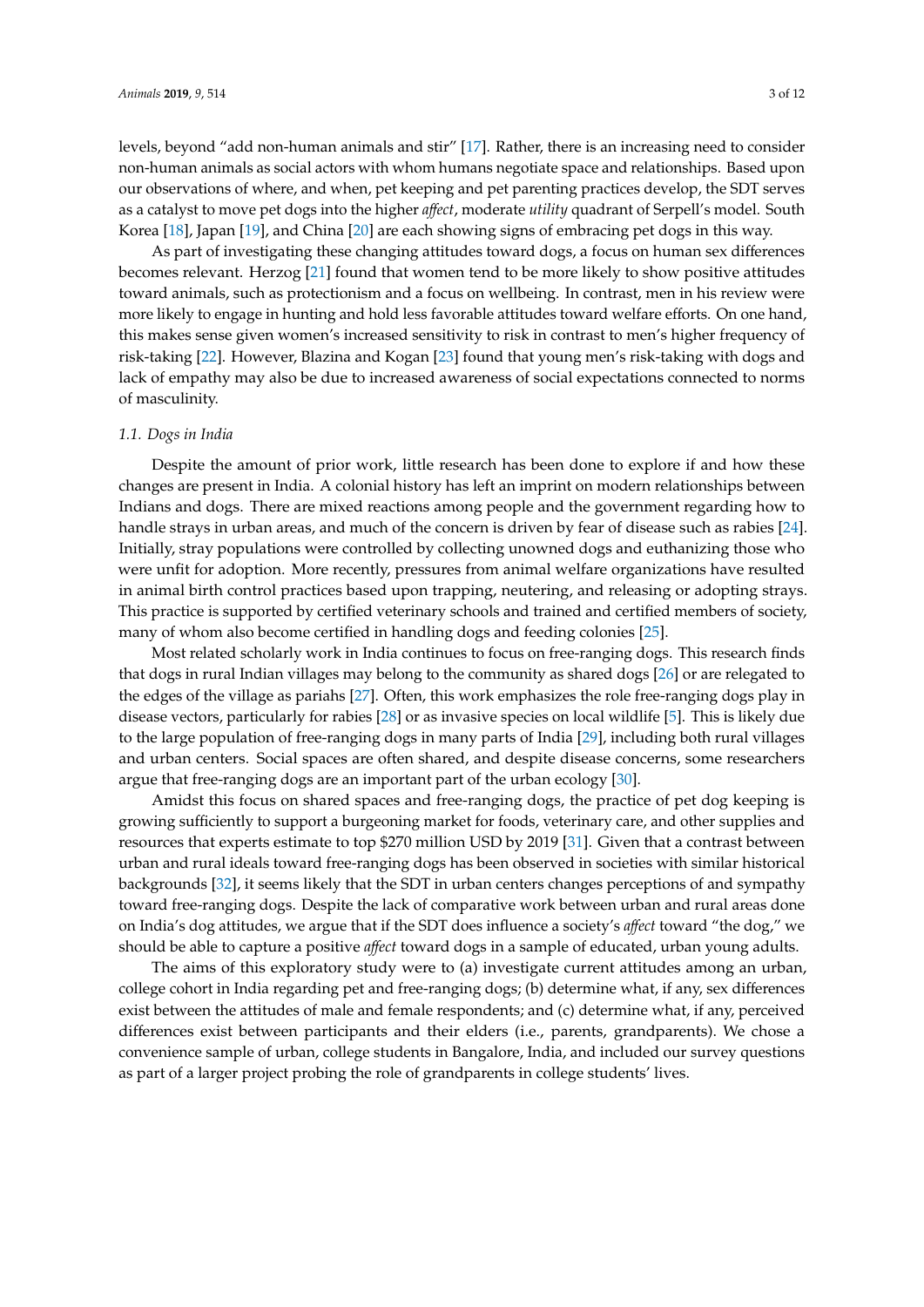levels, beyond "add non-human animals and stir" [17]. Rather, there is an increasing need to consider non-human animals as social actors with whom humans negotiate space and relationships. Based upon our observations of where, and when, pet keeping and pet parenting practices develop, the SDT serves as a catalyst to move pet dogs into the higher *affect*, moderate *utility* quadrant of Serpell's model. South Korea [18], Japan [19], and China [20] are each showing signs of embracing pet dogs in this way.

As part of investigating these changing attitudes toward dogs, a focus on human sex differences becomes relevant. Herzog [21] found that women tend to be more likely to show positive attitudes toward animals, such as protectionism and a focus on wellbeing. In contrast, men in his review were more likely to engage in hunting and hold less favorable attitudes toward welfare efforts. On one hand, this makes sense given women's increased sensitivity to risk in contrast to men's higher frequency of risk-taking [22]. However, Blazina and Kogan [23] found that young men's risk-taking with dogs and lack of empathy may also be due to increased awareness of social expectations connected to norms of masculinity.

### *1.1. Dogs in India*

Despite the amount of prior work, little research has been done to explore if and how these changes are present in India. A colonial history has left an imprint on modern relationships between Indians and dogs. There are mixed reactions among people and the government regarding how to handle strays in urban areas, and much of the concern is driven by fear of disease such as rabies [24]. Initially, stray populations were controlled by collecting unowned dogs and euthanizing those who were unfit for adoption. More recently, pressures from animal welfare organizations have resulted in animal birth control practices based upon trapping, neutering, and releasing or adopting strays. This practice is supported by certified veterinary schools and trained and certified members of society, many of whom also become certified in handling dogs and feeding colonies [25].

Most related scholarly work in India continues to focus on free-ranging dogs. This research finds that dogs in rural Indian villages may belong to the community as shared dogs [26] or are relegated to the edges of the village as pariahs [27]. Often, this work emphasizes the role free-ranging dogs play in disease vectors, particularly for rabies [28] or as invasive species on local wildlife [5]. This is likely due to the large population of free-ranging dogs in many parts of India [29], including both rural villages and urban centers. Social spaces are often shared, and despite disease concerns, some researchers argue that free-ranging dogs are an important part of the urban ecology [30].

Amidst this focus on shared spaces and free-ranging dogs, the practice of pet dog keeping is growing sufficiently to support a burgeoning market for foods, veterinary care, and other supplies and resources that experts estimate to top $270 million USD by 2019 [31]. Given that a contrast between urban and rural ideals toward free-ranging dogs has been observed in societies with similar historical backgrounds [32], it seems likely that the SDT in urban centers changes perceptions of and sympathy toward free-ranging dogs. Despite the lack of comparative work between urban and rural areas done on India's dog attitudes, we argue that if the SDT does influence a society's *affect* toward "the dog," we should be able to capture a positive *affect* toward dogs in a sample of educated, urban young adults.

The aims of this exploratory study were to (a) investigate current attitudes among an urban, college cohort in India regarding pet and free-ranging dogs; (b) determine what, if any, sex differences exist between the attitudes of male and female respondents; and (c) determine what, if any, perceived differences exist between participants and their elders (i.e., parents, grandparents). We chose a convenience sample of urban, college students in Bangalore, India, and included our survey questions as part of a larger project probing the role of grandparents in college students' lives.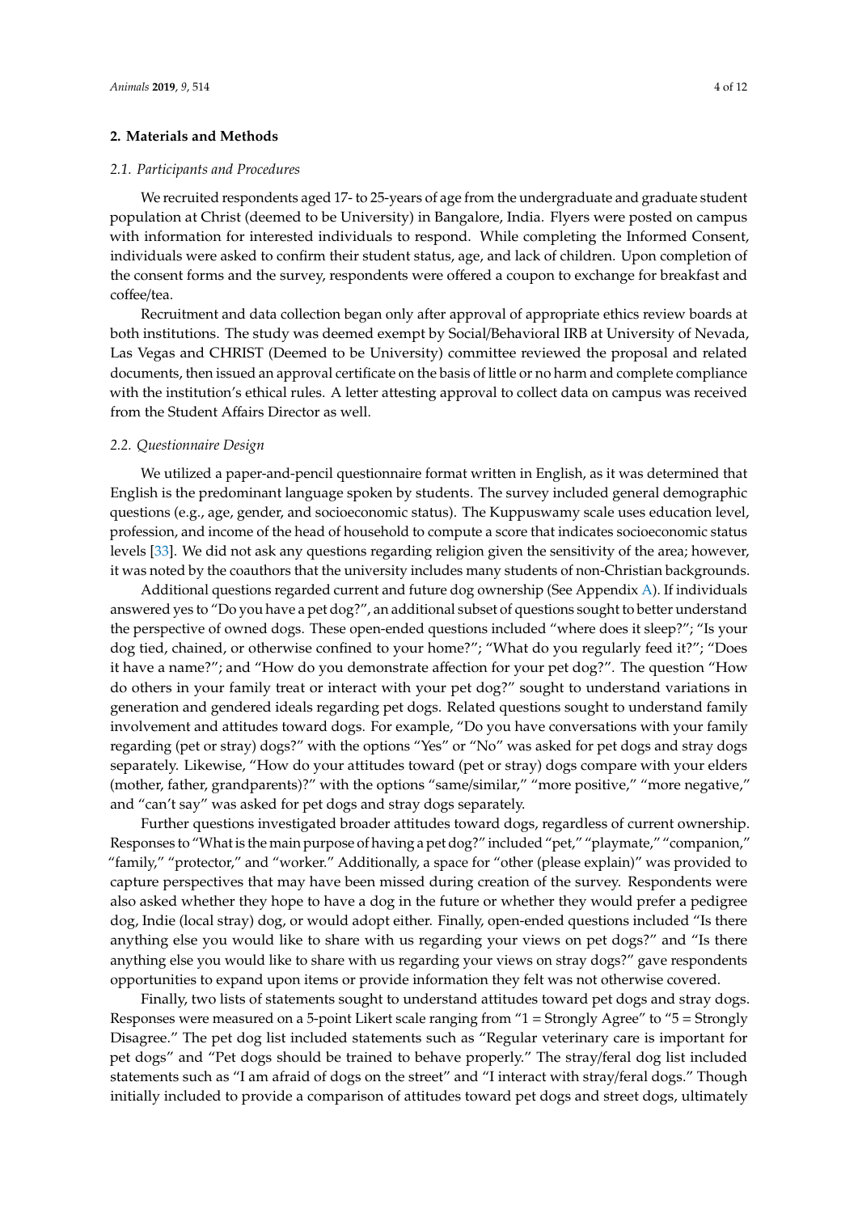## 2. Materials and Methods

### *2.1. Participants and Procedures*

We recruited respondents aged 17- to 25-years of age from the undergraduate and graduate student population at Christ (deemed to be University) in Bangalore, India. Flyers were posted on campus with information for interested individuals to respond. While completing the Informed Consent, individuals were asked to confirm their student status, age, and lack of children. Upon completion of the consent forms and the survey, respondents were offered a coupon to exchange for breakfast and coffee/tea.

Recruitment and data collection began only after approval of appropriate ethics review boards at both institutions. The study was deemed exempt by Social/Behavioral IRB at University of Nevada, Las Vegas and CHRIST (Deemed to be University) committee reviewed the proposal and related documents, then issued an approval certificate on the basis of little or no harm and complete compliance with the institution's ethical rules. A letter attesting approval to collect data on campus was received from the Student Affairs Director as well.

### *2.2. Questionnaire Design*

We utilized a paper-and-pencil questionnaire format written in English, as it was determined that English is the predominant language spoken by students. The survey included general demographic questions (e.g., age, gender, and socioeconomic status). The Kuppuswamy scale uses education level, profession, and income of the head of household to compute a score that indicates socioeconomic status levels [33]. We did not ask any questions regarding religion given the sensitivity of the area; however, it was noted by the coauthors that the university includes many students of non-Christian backgrounds.

Additional questions regarded current and future dog ownership (See Appendix A). If individuals answered yes to "Do you have a pet dog?", an additional subset of questions sought to better understand the perspective of owned dogs. These open-ended questions included "where does it sleep?"; "Is your dog tied, chained, or otherwise confined to your home?"; "What do you regularly feed it?"; "Does it have a name?"; and "How do you demonstrate affection for your pet dog?". The question "How do others in your family treat or interact with your pet dog?" sought to understand variations in generation and gendered ideals regarding pet dogs. Related questions sought to understand family involvement and attitudes toward dogs. For example, "Do you have conversations with your family regarding (pet or stray) dogs?" with the options "Yes" or "No" was asked for pet dogs and stray dogs separately. Likewise, "How do your attitudes toward (pet or stray) dogs compare with your elders (mother, father, grandparents)?" with the options "same/similar," "more positive," "more negative," and "can't say" was asked for pet dogs and stray dogs separately.

Further questions investigated broader attitudes toward dogs, regardless of current ownership. Responses to "What is the main purpose of having a pet dog?" included "pet," "playmate," "companion," "family," "protector," and "worker." Additionally, a space for "other (please explain)" was provided to capture perspectives that may have been missed during creation of the survey. Respondents were also asked whether they hope to have a dog in the future or whether they would prefer a pedigree dog, Indie (local stray) dog, or would adopt either. Finally, open-ended questions included "Is there anything else you would like to share with us regarding your views on pet dogs?" and "Is there anything else you would like to share with us regarding your views on stray dogs?" gave respondents opportunities to expand upon items or provide information they felt was not otherwise covered.

Finally, two lists of statements sought to understand attitudes toward pet dogs and stray dogs. Responses were measured on a 5-point Likert scale ranging from "1 = Strongly Agree" to "5 = Strongly Disagree." The pet dog list included statements such as "Regular veterinary care is important for pet dogs" and "Pet dogs should be trained to behave properly." The stray/feral dog list included statements such as "I am afraid of dogs on the street" and "I interact with stray/feral dogs." Though initially included to provide a comparison of attitudes toward pet dogs and street dogs, ultimately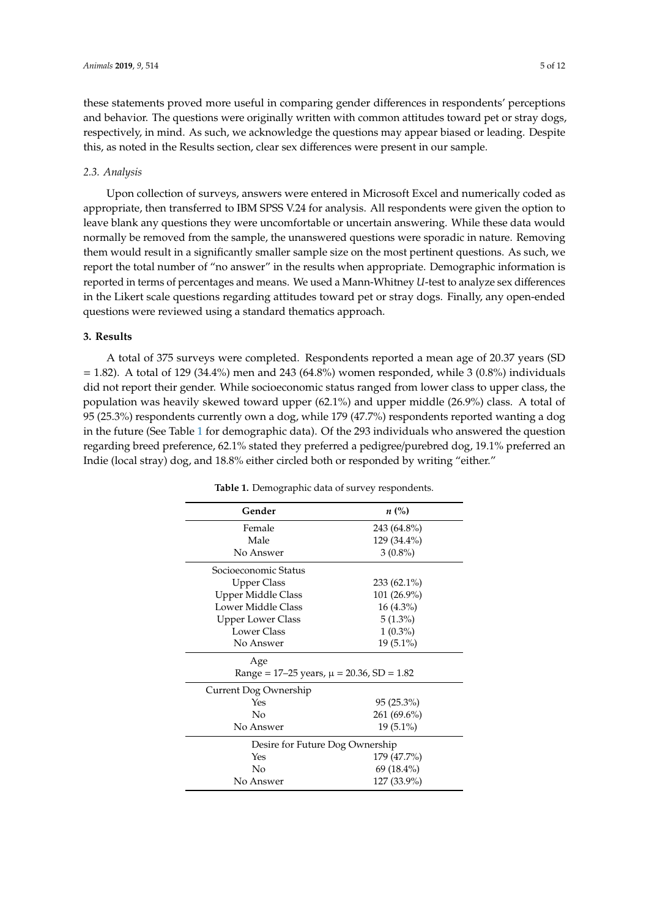these statements proved more useful in comparing gender differences in respondents' perceptions and behavior. The questions were originally written with common attitudes toward pet or stray dogs, respectively, in mind. As such, we acknowledge the questions may appear biased or leading. Despite this, as noted in the Results section, clear sex differences were present in our sample.

### *2.3. Analysis*

Upon collection of surveys, answers were entered in Microsoft Excel and numerically coded as appropriate, then transferred to IBM SPSS V.24 for analysis. All respondents were given the option to leave blank any questions they were uncomfortable or uncertain answering. While these data would normally be removed from the sample, the unanswered questions were sporadic in nature. Removing them would result in a significantly smaller sample size on the most pertinent questions. As such, we report the total number of "no answer" in the results when appropriate. Demographic information is reported in terms of percentages and means. We used a Mann-Whitney *U*-test to analyze sex differences in the Likert scale questions regarding attitudes toward pet or stray dogs. Finally, any open-ended questions were reviewed using a standard thematics approach.

## **3. Results**

A total of 375 surveys were completed. Respondents reported a mean age of 20.37 years (SD = 1.82). A total of 129 (34.4%) men and 243 (64.8%) women responded, while 3 (0.8%) individuals did not report their gender. While socioeconomic status ranged from lower class to upper class, the population was heavily skewed toward upper (62.1%) and upper middle (26.9%) class. A total of 95 (25.3%) respondents currently own a dog, while 179 (47.7%) respondents reported wanting a dog in the future (See Table 1 for demographic data). Of the 293 individuals who answered the question regarding breed preference, 62.1% stated they preferred a pedigree/purebred dog, 19.1% preferred an Indie (local stray) dog, and 18.8% either circled both or responded by writing "either."

**Table 1.** Demographic data of survey respondents.

| Gender | *n* (%) |
|---|---|
| Female | 243 (64.8%) |
| Male | 129 (34.4%) |
| No Answer | 3 (0.8%) |
| Socioeconomic Status | |
| Upper Class | 233 (62.1%) |
| Upper Middle Class | 101 (26.9%) |
| Lower Middle Class | 16 (4.3%) |
| Upper Lower Class | 5 (1.3%) |
| Lower Class | 1 (0.3%) |
| No Answer | 19 (5.1%) |
| Age | |
| Range = 17–25 years, $\mu$ = 20.36, SD = 1.82 | |
| Current Dog Ownership | |
| Yes | 95 (25.3%) |
| No | 261 (69.6%) |
| No Answer | 19 (5.1%) |
| Desire for Future Dog Ownership | |
| Yes | 179 (47.7%) |
| No | 69 (18.4%) |
| No Answer | 127 (33.9%) |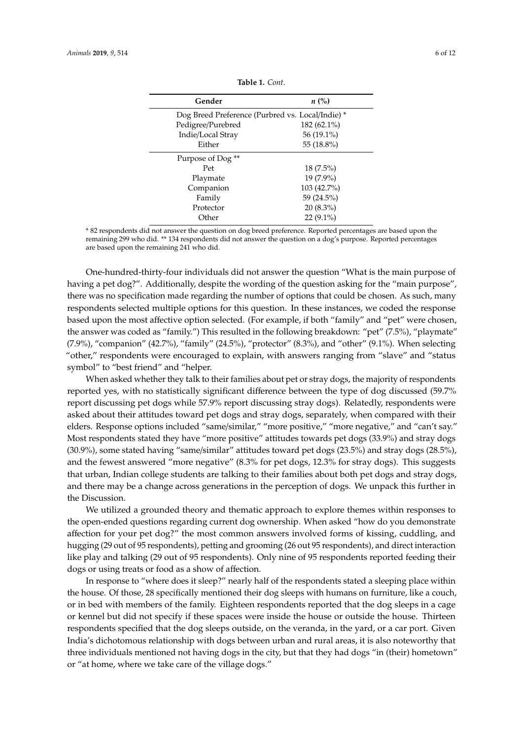**Table 1.** *Cont*.

| Gender | *n* (%) |
| --- | --- |
| Dog Breed Preference (Purbred vs. Local/Indie) * | |
| Pedigree/Purebred | 182 (62.1%) |
| Indie/Local Stray | 56 (19.1%) |
| Either | 55 (18.8%) |
| Purpose of Dog ** | |
| Pet | 18 (7.5%) |
| Playmate | 19 (7.9%) |
| Companion | 103 (42.7%) |
| Family | 59 (24.5%) |
| Protector | 20 (8.3%) |
| Other | 22 (9.1%) |

* 82 respondents did not answer the question on dog breed preference. Reported percentages are based upon the remaining 299 who did. ** 134 respondents did not answer the question on a dog's purpose. Reported percentages are based upon the remaining 241 who did.

One-hundred-thirty-four individuals did not answer the question "What is the main purpose of having a pet dog?". Additionally, despite the wording of the question asking for the "main purpose", there was no specification made regarding the number of options that could be chosen. As such, many respondents selected multiple options for this question. In these instances, we coded the response based upon the most affective option selected. (For example, if both "family" and "pet" were chosen, the answer was coded as "family.") This resulted in the following breakdown: "pet" (7.5%), "playmate" (7.9%), "companion" (42.7%), "family" (24.5%), "protector" (8.3%), and "other" (9.1%). When selecting "other," respondents were encouraged to explain, with answers ranging from "slave" and "status symbol" to "best friend" and "helper.

When asked whether they talk to their families about pet or stray dogs, the majority of respondents reported yes, with no statistically significant difference between the type of dog discussed (59.7% report discussing pet dogs while 57.9% report discussing stray dogs). Relatedly, respondents were asked about their attitudes toward pet dogs and stray dogs, separately, when compared with their elders. Response options included "same/similar," "more positive," "more negative," and "can't say." Most respondents stated they have "more positive" attitudes towards pet dogs (33.9%) and stray dogs (30.9%), some stated having "same/similar" attitudes toward pet dogs (23.5%) and stray dogs (28.5%), and the fewest answered "more negative" (8.3% for pet dogs, 12.3% for stray dogs). This suggests that urban, Indian college students are talking to their families about both pet dogs and stray dogs, and there may be a change across generations in the perception of dogs. We unpack this further in the Discussion.

We utilized a grounded theory and thematic approach to explore themes within responses to the open-ended questions regarding current dog ownership. When asked "how do you demonstrate affection for your pet dog?" the most common answers involved forms of kissing, cuddling, and hugging (29 out of 95 respondents), petting and grooming (26 out 95 respondents), and direct interaction like play and talking (29 out of 95 respondents). Only nine of 95 respondents reported feeding their dogs or using treats or food as a show of affection.

In response to "where does it sleep?" nearly half of the respondents stated a sleeping place within the house. Of those, 28 specifically mentioned their dog sleeps with humans on furniture, like a couch, or in bed with members of the family. Eighteen respondents reported that the dog sleeps in a cage or kennel but did not specify if these spaces were inside the house or outside the house. Thirteen respondents specified that the dog sleeps outside, on the veranda, in the yard, or a car port. Given India's dichotomous relationship with dogs between urban and rural areas, it is also noteworthy that three individuals mentioned not having dogs in the city, but that they had dogs "in (their) hometown" or "at home, where we take care of the village dogs."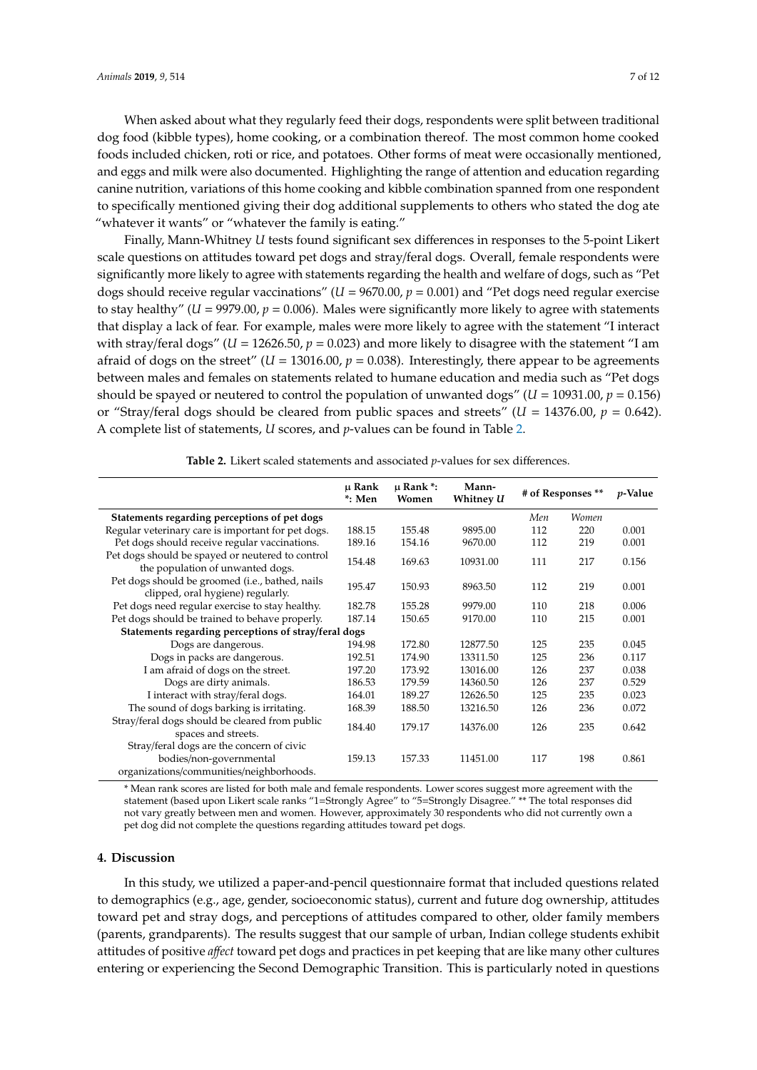When asked about what they regularly feed their dogs, respondents were split between traditional dog food (kibble types), home cooking, or a combination thereof. The most common home cooked foods included chicken, roti or rice, and potatoes. Other forms of meat were occasionally mentioned, and eggs and milk were also documented. Highlighting the range of attention and education regarding canine nutrition, variations of this home cooking and kibble combination spanned from one respondent to specifically mentioned giving their dog additional supplements to others who stated the dog ate "whatever it wants" or "whatever the family is eating."

Finally, Mann-Whitney *U* tests found significant sex differences in responses to the 5-point Likert scale questions on attitudes toward pet dogs and stray/feral dogs. Overall, female respondents were significantly more likely to agree with statements regarding the health and welfare of dogs, such as "Pet dogs should receive regular vaccinations" ($U = 9670.00$, $p = 0.001$) and "Pet dogs need regular exercise to stay healthy" ($U = 9979.00$, $p = 0.006$). Males were significantly more likely to agree with statements that display a lack of fear. For example, males were more likely to agree with the statement "I interact with stray/feral dogs" ($U = 12626.50$, $p = 0.023$) and more likely to disagree with the statement "I am afraid of dogs on the street" ($U = 13016.00$, $p = 0.038$). Interestingly, there appear to be agreements between males and females on statements related to humane education and media such as "Pet dogs should be spayed or neutered to control the population of unwanted dogs" ($U = 10931.00$, $p = 0.156$) or "Stray/feral dogs should be cleared from public spaces and streets" ($U = 14376.00$, $p = 0.642$). A complete list of statements, *U* scores, and *p*-values can be found in Table 2.

**Table 2.** Likert scaled statements and associated *p*-values for sex differences.

| | μ Rank *: Men | μ Rank *: Women | Mann-Whitney *U* | # of Responses ** | | *p*-Value |
|---|---|---|---|---|---|---|
| **Statements regarding perceptions of pet dogs** | | | | *Men* | *Women* | |
| Regular veterinary care is important for pet dogs. | 188.15 | 155.48 | 9895.00 | 112 | 220 | 0.001 |
| Pet dogs should receive regular vaccinations. | 189.16 | 154.16 | 9670.00 | 112 | 219 | 0.001 |
| Pet dogs should be spayed or neutered to control the population of unwanted dogs. | 154.48 | 169.63 | 10931.00 | 111 | 217 | 0.156 |
| Pet dogs should be groomed (i.e., bathed, nails clipped, oral hygiene) regularly. | 195.47 | 150.93 | 8963.50 | 112 | 219 | 0.001 |
| Pet dogs need regular exercise to stay healthy. | 182.78 | 155.28 | 9979.00 | 110 | 218 | 0.006 |
| Pet dogs should be trained to behave properly. | 187.14 | 150.65 | 9170.00 | 110 | 215 | 0.001 |
| **Statements regarding perceptions of stray/feral dogs** | | | | | | |
| Dogs are dangerous. | 194.98 | 172.80 | 12877.50 | 125 | 235 | 0.045 |
| Dogs in packs are dangerous. | 192.51 | 174.90 | 13311.50 | 125 | 236 | 0.117 |
| I am afraid of dogs on the street. | 197.20 | 173.92 | 13016.00 | 126 | 237 | 0.038 |
| Dogs are dirty animals. | 186.53 | 179.59 | 14360.50 | 126 | 237 | 0.529 |
| I interact with stray/feral dogs. | 164.01 | 189.27 | 12626.50 | 125 | 235 | 0.023 |
| The sound of dogs barking is irritating. | 168.39 | 188.50 | 13216.50 | 126 | 236 | 0.072 |
| Stray/feral dogs should be cleared from public spaces and streets. | 184.40 | 179.17 | 14376.00 | 126 | 235 | 0.642 |
| Stray/feral dogs are the concern of civic bodies/non-governmental organizations/communities/neighborhoods. | 159.13 | 157.33 | 11451.00 | 117 | 198 | 0.861 |

\* Mean rank scores are listed for both male and female respondents. Lower scores suggest more agreement with the statement (based upon Likert scale ranks "1=Strongly Agree" to "5=Strongly Disagree." ** The total responses did not vary greatly between men and women. However, approximately 30 respondents who did not currently own a pet dog did not complete the questions regarding attitudes toward pet dogs.

## 4. Discussion

In this study, we utilized a paper-and-pencil questionnaire format that included questions related to demographics (e.g., age, gender, socioeconomic status), current and future dog ownership, attitudes toward pet and stray dogs, and perceptions of attitudes compared to other, older family members (parents, grandparents). The results suggest that our sample of urban, Indian college students exhibit attitudes of positive *affect* toward pet dogs and practices in pet keeping that are like many other cultures entering or experiencing the Second Demographic Transition. This is particularly noted in questions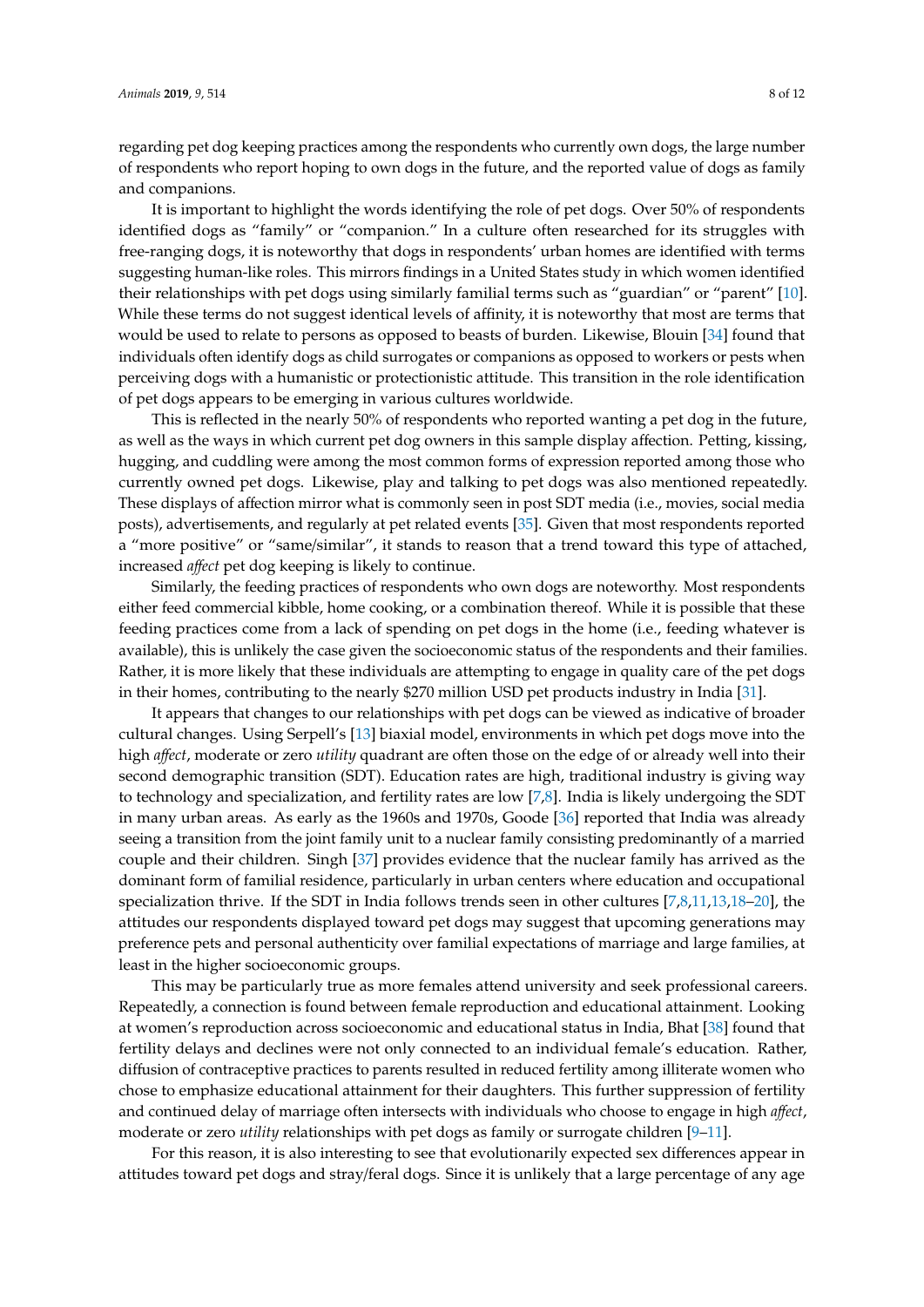regarding pet dog keeping practices among the respondents who currently own dogs, the large number of respondents who report hoping to own dogs in the future, and the reported value of dogs as family and companions.

It is important to highlight the words identifying the role of pet dogs. Over 50% of respondents identified dogs as "family" or "companion." In a culture often researched for its struggles with free-ranging dogs, it is noteworthy that dogs in respondents' urban homes are identified with terms suggesting human-like roles. This mirrors findings in a United States study in which women identified their relationships with pet dogs using similarly familial terms such as "guardian" or "parent" [10]. While these terms do not suggest identical levels of affinity, it is noteworthy that most are terms that would be used to relate to persons as opposed to beasts of burden. Likewise, Blouin [34] found that individuals often identify dogs as child surrogates or companions as opposed to workers or pests when perceiving dogs with a humanistic or protectionistic attitude. This transition in the role identification of pet dogs appears to be emerging in various cultures worldwide.

This is reflected in the nearly 50% of respondents who reported wanting a pet dog in the future, as well as the ways in which current pet dog owners in this sample display affection. Petting, kissing, hugging, and cuddling were among the most common forms of expression reported among those who currently owned pet dogs. Likewise, play and talking to pet dogs was also mentioned repeatedly. These displays of affection mirror what is commonly seen in post SDT media (i.e., movies, social media posts), advertisements, and regularly at pet related events [35]. Given that most respondents reported a "more positive" or "same/similar", it stands to reason that a trend toward this type of attached, increased *affect* pet dog keeping is likely to continue.

Similarly, the feeding practices of respondents who own dogs are noteworthy. Most respondents either feed commercial kibble, home cooking, or a combination thereof. While it is possible that these feeding practices come from a lack of spending on pet dogs in the home (i.e., feeding whatever is available), this is unlikely the case given the socioeconomic status of the respondents and their families. Rather, it is more likely that these individuals are attempting to engage in quality care of the pet dogs in their homes, contributing to the nearly $270 million USD pet products industry in India [31].

It appears that changes to our relationships with pet dogs can be viewed as indicative of broader cultural changes. Using Serpell's [13] biaxial model, environments in which pet dogs move into the high *affect*, moderate or zero *utility* quadrant are often those on the edge of or already well into their second demographic transition (SDT). Education rates are high, traditional industry is giving way to technology and specialization, and fertility rates are low [7,8]. India is likely undergoing the SDT in many urban areas. As early as the 1960s and 1970s, Goode [36] reported that India was already seeing a transition from the joint family unit to a nuclear family consisting predominantly of a married couple and their children. Singh [37] provides evidence that the nuclear family has arrived as the dominant form of familial residence, particularly in urban centers where education and occupational specialization thrive. If the SDT in India follows trends seen in other cultures [7,8,11,13,18–20], the attitudes our respondents displayed toward pet dogs may suggest that upcoming generations may preference pets and personal authenticity over familial expectations of marriage and large families, at least in the higher socioeconomic groups.

This may be particularly true as more females attend university and seek professional careers. Repeatedly, a connection is found between female reproduction and educational attainment. Looking at women's reproduction across socioeconomic and educational status in India, Bhat [38] found that fertility delays and declines were not only connected to an individual female's education. Rather, diffusion of contraceptive practices to parents resulted in reduced fertility among illiterate women who chose to emphasize educational attainment for their daughters. This further suppression of fertility and continued delay of marriage often intersects with individuals who choose to engage in high *affect*, moderate or zero *utility* relationships with pet dogs as family or surrogate children [9–11].

For this reason, it is also interesting to see that evolutionarily expected sex differences appear in attitudes toward pet dogs and stray/feral dogs. Since it is unlikely that a large percentage of any age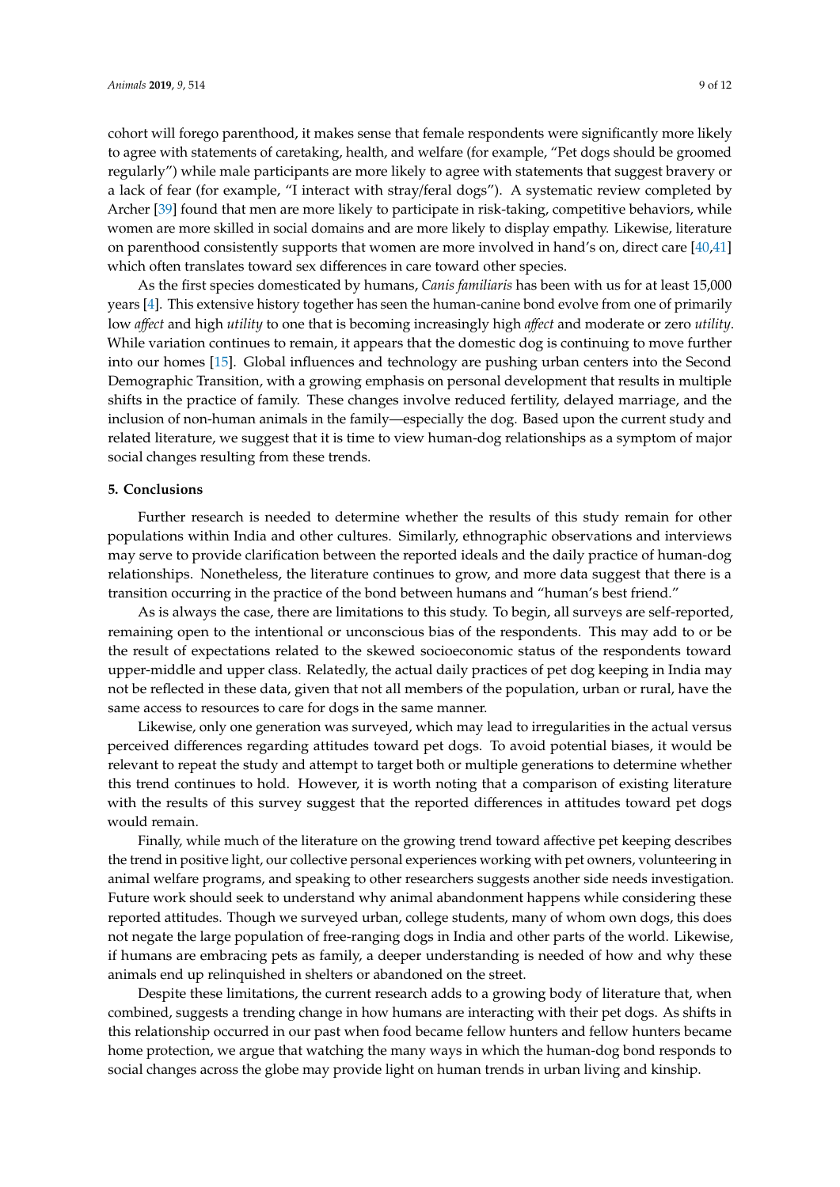cohort will forego parenthood, it makes sense that female respondents were significantly more likely to agree with statements of caretaking, health, and welfare (for example, "Pet dogs should be groomed regularly") while male participants are more likely to agree with statements that suggest bravery or a lack of fear (for example, "I interact with stray/feral dogs"). A systematic review completed by Archer [39] found that men are more likely to participate in risk-taking, competitive behaviors, while women are more skilled in social domains and are more likely to display empathy. Likewise, literature on parenthood consistently supports that women are more involved in hand's on, direct care [40,41] which often translates toward sex differences in care toward other species.

As the first species domesticated by humans, *Canis familiaris* has been with us for at least 15,000 years [4]. This extensive history together has seen the human-canine bond evolve from one of primarily low *affect* and high *utility* to one that is becoming increasingly high *affect* and moderate or zero *utility*. While variation continues to remain, it appears that the domestic dog is continuing to move further into our homes [15]. Global influences and technology are pushing urban centers into the Second Demographic Transition, with a growing emphasis on personal development that results in multiple shifts in the practice of family. These changes involve reduced fertility, delayed marriage, and the inclusion of non-human animals in the family—especially the dog. Based upon the current study and related literature, we suggest that it is time to view human-dog relationships as a symptom of major social changes resulting from these trends.

## 5. Conclusions

Further research is needed to determine whether the results of this study remain for other populations within India and other cultures. Similarly, ethnographic observations and interviews may serve to provide clarification between the reported ideals and the daily practice of human-dog relationships. Nonetheless, the literature continues to grow, and more data suggest that there is a transition occurring in the practice of the bond between humans and "human's best friend."

As is always the case, there are limitations to this study. To begin, all surveys are self-reported, remaining open to the intentional or unconscious bias of the respondents. This may add to or be the result of expectations related to the skewed socioeconomic status of the respondents toward upper-middle and upper class. Relatedly, the actual daily practices of pet dog keeping in India may not be reflected in these data, given that not all members of the population, urban or rural, have the same access to resources to care for dogs in the same manner.

Likewise, only one generation was surveyed, which may lead to irregularities in the actual versus perceived differences regarding attitudes toward pet dogs. To avoid potential biases, it would be relevant to repeat the study and attempt to target both or multiple generations to determine whether this trend continues to hold. However, it is worth noting that a comparison of existing literature with the results of this survey suggest that the reported differences in attitudes toward pet dogs would remain.

Finally, while much of the literature on the growing trend toward affective pet keeping describes the trend in positive light, our collective personal experiences working with pet owners, volunteering in animal welfare programs, and speaking to other researchers suggests another side needs investigation. Future work should seek to understand why animal abandonment happens while considering these reported attitudes. Though we surveyed urban, college students, many of whom own dogs, this does not negate the large population of free-ranging dogs in India and other parts of the world. Likewise, if humans are embracing pets as family, a deeper understanding is needed of how and why these animals end up relinquished in shelters or abandoned on the street.

Despite these limitations, the current research adds to a growing body of literature that, when combined, suggests a trending change in how humans are interacting with their pet dogs. As shifts in this relationship occurred in our past when food became fellow hunters and fellow hunters became home protection, we argue that watching the many ways in which the human-dog bond responds to social changes across the globe may provide light on human trends in urban living and kinship.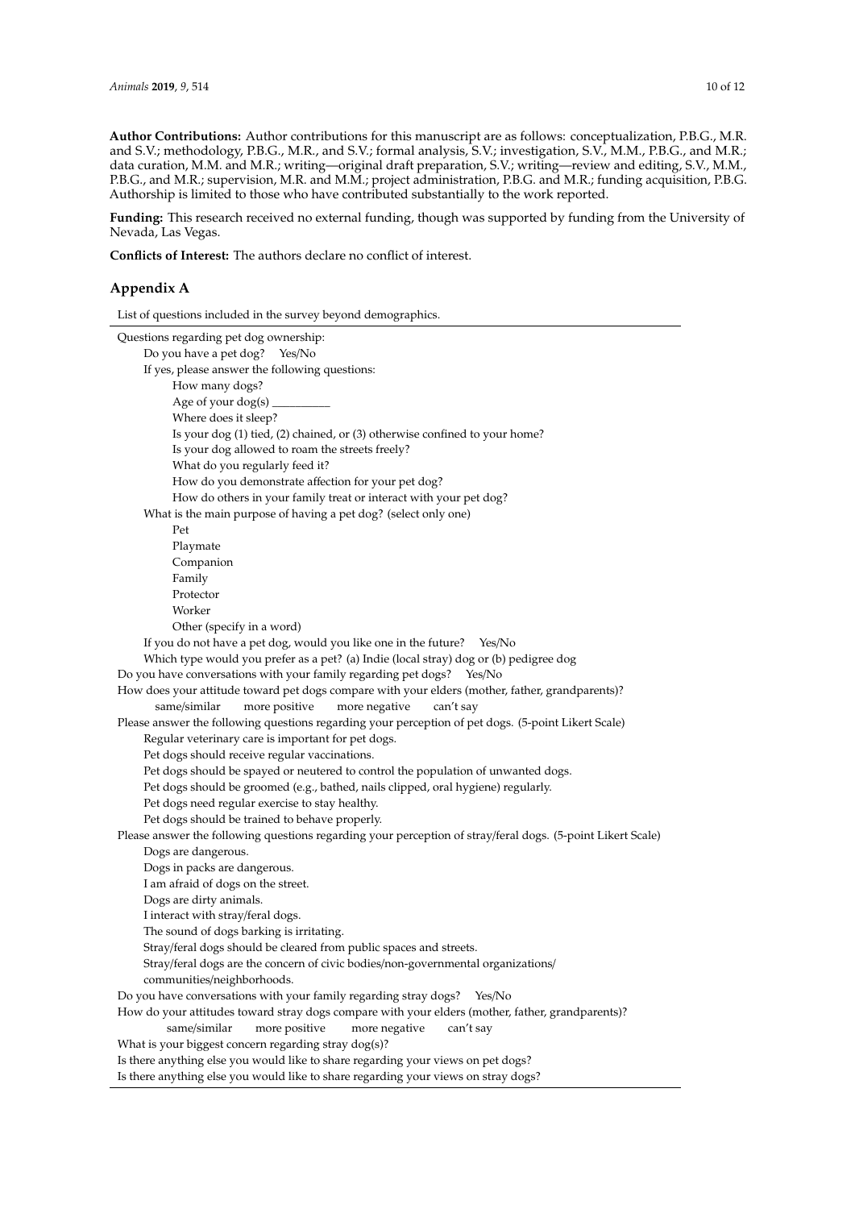**Author Contributions:** Author contributions for this manuscript are as follows: conceptualization, P.B.G., M.R. and S.V.; methodology, P.B.G., M.R., and S.V.; formal analysis, S.V.; investigation, S.V., M.M., P.B.G., and M.R.; data curation, M.M. and M.R.; writing—original draft preparation, S.V.; writing—review and editing, S.V., M.M., P.B.G., and M.R.; supervision, M.R. and M.M.; project administration, P.B.G. and M.R.; funding acquisition, P.B.G. Authorship is limited to those who have contributed substantially to the work reported.

**Funding:** This research received no external funding, though was supported by funding from the University of Nevada, Las Vegas.

**Conflicts of Interest:** The authors declare no conflict of interest.

## Appendix A

List of questions included in the survey beyond demographics.

Questions regarding pet dog ownership:

- Do you have a pet dog? Yes/No
- If yes, please answer the following questions:
  - How many dogs?
  - Age of your dog(s) __________
  - Where does it sleep?
  - Is your dog (1) tied, (2) chained, or (3) otherwise confined to your home?
  - Is your dog allowed to roam the streets freely?
  - What do you regularly feed it?
  - How do you demonstrate affection for your pet dog?
  - How do others in your family treat or interact with your pet dog?
- What is the main purpose of having a pet dog? (select only one)
  - Pet
  - Playmate
  - Companion
  - Family
  - Protector
  - Worker
  - Other (specify in a word)
- If you do not have a pet dog, would you like one in the future? Yes/No
- Which type would you prefer as a pet? (a) Indie (local stray) dog or (b) pedigree dog

Do you have conversations with your family regarding pet dogs? Yes/No

How does your attitude toward pet dogs compare with your elders (mother, father, grandparents)?
same/similar more positive more negative can't say

Please answer the following questions regarding your perception of pet dogs. (5-point Likert Scale)

- Regular veterinary care is important for pet dogs.
- Pet dogs should receive regular vaccinations.
- Pet dogs should be spayed or neutered to control the population of unwanted dogs.
- Pet dogs should be groomed (e.g., bathed, nails clipped, oral hygiene) regularly.
- Pet dogs need regular exercise to stay healthy.
- Pet dogs should be trained to behave properly.

Please answer the following questions regarding your perception of stray/feral dogs. (5-point Likert Scale)

- Dogs are dangerous.
- Dogs in packs are dangerous.
- I am afraid of dogs on the street.
- Dogs are dirty animals.
- I interact with stray/feral dogs.
- The sound of dogs barking is irritating.
- Stray/feral dogs should be cleared from public spaces and streets.
- Stray/feral dogs are the concern of civic bodies/non-governmental organizations/ communities/neighborhoods.

Do you have conversations with your family regarding stray dogs? Yes/No

How do your attitudes toward stray dogs compare with your elders (mother, father, grandparents)?
same/similar more positive more negative can't say

What is your biggest concern regarding stray dog(s)?

Is there anything else you would like to share regarding your views on pet dogs?

Is there anything else you would like to share regarding your views on stray dogs?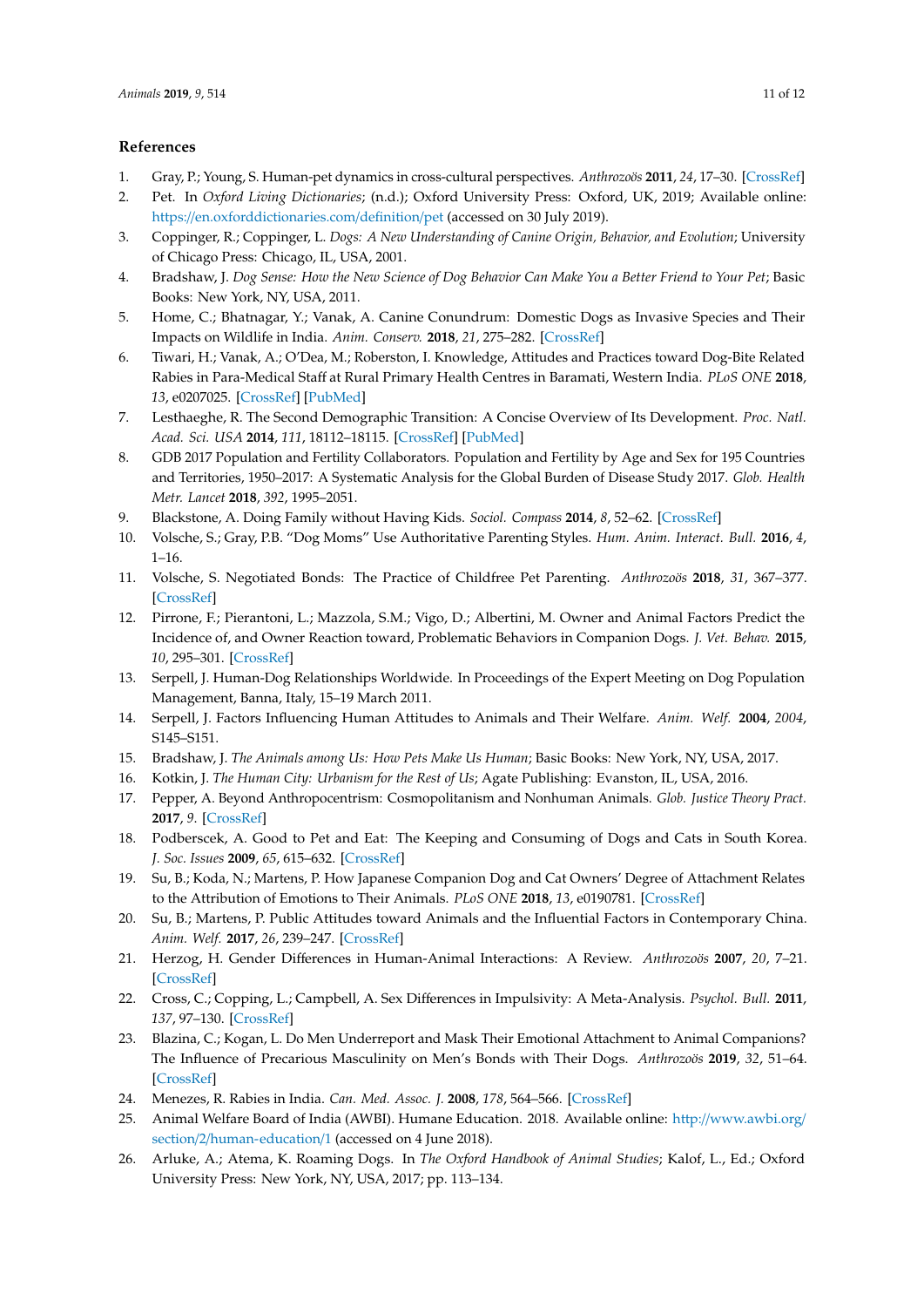## References

1. Gray, P.; Young, S. Human-pet dynamics in cross-cultural perspectives. *Anthrozoös* **2011**, *24*, 17–30. [CrossRef]
2. Pet. In *Oxford Living Dictionaries*; (n.d.); Oxford University Press: Oxford, UK, 2019; Available online: https://en.oxforddictionaries.com/definition/pet (accessed on 30 July 2019).
3. Coppinger, R.; Coppinger, L. *Dogs: A New Understanding of Canine Origin, Behavior, and Evolution*; University of Chicago Press: Chicago, IL, USA, 2001.
4. Bradshaw, J. *Dog Sense: How the New Science of Dog Behavior Can Make You a Better Friend to Your Pet*; Basic Books: New York, NY, USA, 2011.
5. Home, C.; Bhatnagar, Y.; Vanak, A. Canine Conundrum: Domestic Dogs as Invasive Species and Their Impacts on Wildlife in India. *Anim. Conserv.* **2018**, *21*, 275–282. [CrossRef]
6. Tiwari, H.; Vanak, A.; O'Dea, M.; Roberston, I. Knowledge, Attitudes and Practices toward Dog-Bite Related Rabies in Para-Medical Staff at Rural Primary Health Centres in Baramati, Western India. *PLoS ONE* **2018**, *13*, e0207025. [CrossRef] [PubMed]
7. Lesthaeghe, R. The Second Demographic Transition: A Concise Overview of Its Development. *Proc. Natl. Acad. Sci. USA* **2014**, *111*, 18112–18115. [CrossRef] [PubMed]
8. GDB 2017 Population and Fertility Collaborators. Population and Fertility by Age and Sex for 195 Countries and Territories, 1950–2017: A Systematic Analysis for the Global Burden of Disease Study 2017. *Glob. Health Metr. Lancet* **2018**, *392*, 1995–2051.
9. Blackstone, A. Doing Family without Having Kids. *Sociol. Compass* **2014**, *8*, 52–62. [CrossRef]
10. Volsche, S.; Gray, P.B. "Dog Moms" Use Authoritative Parenting Styles. *Hum. Anim. Interact. Bull.* **2016**, *4*, 1–16.
11. Volsche, S. Negotiated Bonds: The Practice of Childfree Pet Parenting. *Anthrozoös* **2018**, *31*, 367–377. [CrossRef]
12. Pirrone, F.; Pierantoni, L.; Mazzola, S.M.; Vigo, D.; Albertini, M. Owner and Animal Factors Predict the Incidence of, and Owner Reaction toward, Problematic Behaviors in Companion Dogs. *J. Vet. Behav.* **2015**, *10*, 295–301. [CrossRef]
13. Serpell, J. Human-Dog Relationships Worldwide. In Proceedings of the Expert Meeting on Dog Population Management, Banna, Italy, 15–19 March 2011.
14. Serpell, J. Factors Influencing Human Attitudes to Animals and Their Welfare. *Anim. Welf.* **2004**, *2004*, S145–S151.
15. Bradshaw, J. *The Animals among Us: How Pets Make Us Human*; Basic Books: New York, NY, USA, 2017.
16. Kotkin, J. *The Human City: Urbanism for the Rest of Us*; Agate Publishing: Evanston, IL, USA, 2016.
17. Pepper, A. Beyond Anthropocentrism: Cosmopolitanism and Nonhuman Animals. *Glob. Justice Theory Pract.* **2017**, *9*. [CrossRef]
18. Podberscek, A. Good to Pet and Eat: The Keeping and Consuming of Dogs and Cats in South Korea. *J. Soc. Issues* **2009**, *65*, 615–632. [CrossRef]
19. Su, B.; Koda, N.; Martens, P. How Japanese Companion Dog and Cat Owners' Degree of Attachment Relates to the Attribution of Emotions to Their Animals. *PLoS ONE* **2018**, *13*, e0190781. [CrossRef]
20. Su, B.; Martens, P. Public Attitudes toward Animals and the Influential Factors in Contemporary China. *Anim. Welf.* **2017**, *26*, 239–247. [CrossRef]
21. Herzog, H. Gender Differences in Human-Animal Interactions: A Review. *Anthrozoös* **2007**, *20*, 7–21. [CrossRef]
22. Cross, C.; Copping, L.; Campbell, A. Sex Differences in Impulsivity: A Meta-Analysis. *Psychol. Bull.* **2011**, *137*, 97–130. [CrossRef]
23. Blazina, C.; Kogan, L. Do Men Underreport and Mask Their Emotional Attachment to Animal Companions? The Influence of Precarious Masculinity on Men's Bonds with Their Dogs. *Anthrozoös* **2019**, *32*, 51–64. [CrossRef]
24. Menezes, R. Rabies in India. *Can. Med. Assoc. J.* **2008**, *178*, 564–566. [CrossRef]
25. Animal Welfare Board of India (AWBI). Humane Education. 2018. Available online: http://www.awbi.org/section/2/human-education/1 (accessed on 4 June 2018).
26. Arluke, A.; Atema, K. Roaming Dogs. In *The Oxford Handbook of Animal Studies*; Kalof, L., Ed.; Oxford University Press: New York, NY, USA, 2017; pp. 113–134.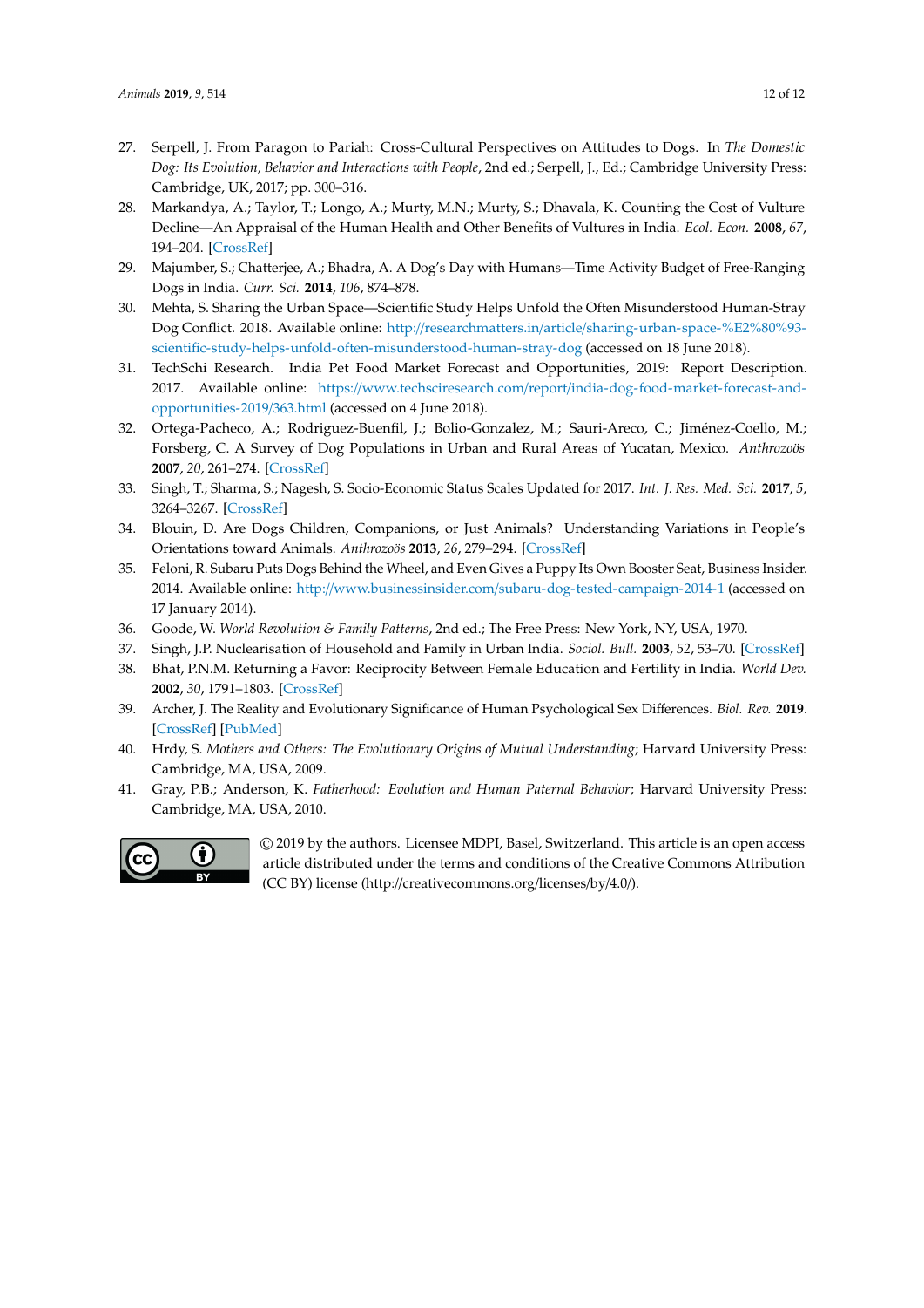27. Serpell, J. From Paragon to Pariah: Cross-Cultural Perspectives on Attitudes to Dogs. In *The Domestic Dog: Its Evolution, Behavior and Interactions with People*, 2nd ed.; Serpell, J., Ed.; Cambridge University Press: Cambridge, UK, 2017; pp. 300–316.
28. Markandya, A.; Taylor, T.; Longo, A.; Murty, M.N.; Murty, S.; Dhavala, K. Counting the Cost of Vulture Decline—An Appraisal of the Human Health and Other Benefits of Vultures in India. *Ecol. Econ.* **2008**, *67*, 194–204. [CrossRef]
29. Majumber, S.; Chatterjee, A.; Bhadra, A. A Dog's Day with Humans—Time Activity Budget of Free-Ranging Dogs in India. *Curr. Sci.* **2014**, *106*, 874–878.
30. Mehta, S. Sharing the Urban Space—Scientific Study Helps Unfold the Often Misunderstood Human-Stray Dog Conflict. 2018. Available online: http://researchmatters.in/article/sharing-urban-space-%E2%80%93-scientific-study-helps-unfold-often-misunderstood-human-stray-dog (accessed on 18 June 2018).
31. TechSchi Research. India Pet Food Market Forecast and Opportunities, 2019: Report Description. 2017. Available online: https://www.techsciresearch.com/report/india-dog-food-market-forecast-and-opportunities-2019/363.html (accessed on 4 June 2018).
32. Ortega-Pacheco, A.; Rodriguez-Buenfil, J.; Bolio-Gonzalez, M.; Sauri-Areco, C.; Jiménez-Coello, M.; Forsberg, C. A Survey of Dog Populations in Urban and Rural Areas of Yucatan, Mexico. *Anthrozoös* **2007**, *20*, 261–274. [CrossRef]
33. Singh, T.; Sharma, S.; Nagesh, S. Socio-Economic Status Scales Updated for 2017. *Int. J. Res. Med. Sci.* **2017**, *5*, 3264–3267. [CrossRef]
34. Blouin, D. Are Dogs Children, Companions, or Just Animals? Understanding Variations in People's Orientations toward Animals. *Anthrozoös* **2013**, *26*, 279–294. [CrossRef]
35. Feloni, R. Subaru Puts Dogs Behind the Wheel, and Even Gives a Puppy Its Own Booster Seat, Business Insider. 2014. Available online: http://www.businessinsider.com/subaru-dog-tested-campaign-2014-1 (accessed on 17 January 2014).
36. Goode, W. *World Revolution & Family Patterns*, 2nd ed.; The Free Press: New York, NY, USA, 1970.
37. Singh, J.P. Nuclearisation of Household and Family in Urban India. *Sociol. Bull.* **2003**, *52*, 53–70. [CrossRef]
38. Bhat, P.N.M. Returning a Favor: Reciprocity Between Female Education and Fertility in India. *World Dev.* **2002**, *30*, 1791–1803. [CrossRef]
39. Archer, J. The Reality and Evolutionary Significance of Human Psychological Sex Differences. *Biol. Rev.* **2019**. [CrossRef] [PubMed]
40. Hrdy, S. *Mothers and Others: The Evolutionary Origins of Mutual Understanding*; Harvard University Press: Cambridge, MA, USA, 2009.
41. Gray, P.B.; Anderson, K. *Fatherhood: Evolution and Human Paternal Behavior*; Harvard University Press: Cambridge, MA, USA, 2010.

© 2019 by the authors. Licensee MDPI, Basel, Switzerland. This article is an open access article distributed under the terms and conditions of the Creative Commons Attribution (CC BY) license (http://creativecommons.org/licenses/by/4.0/).